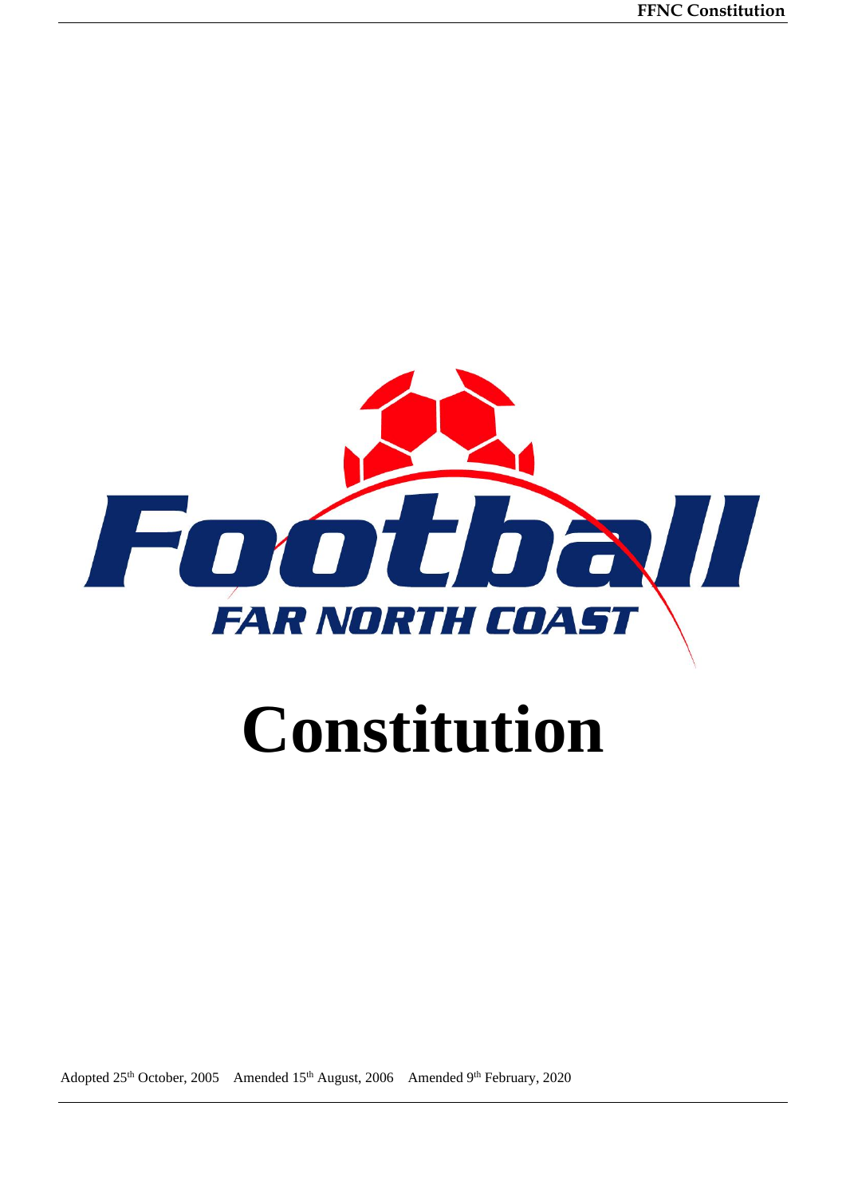Football

FAR NORTH COAST

# Constitution

Adopted 25th October, 2005 Amended 15th August, 2006 Amended 9th February, 2020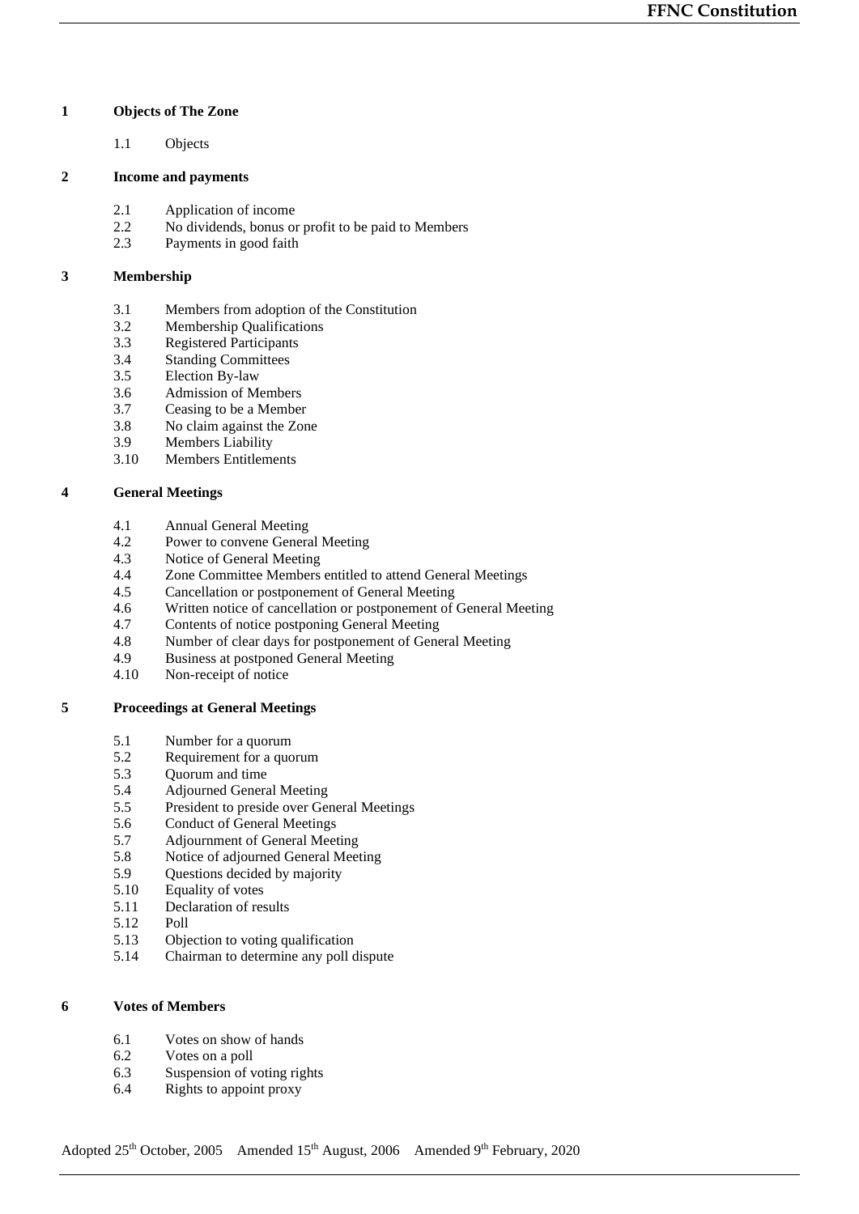**1 Objects of The Zone**

1.1 Objects

**2 Income and payments**

2.1 Application of income
2.2 No dividends, bonus or profit to be paid to Members
2.3 Payments in good faith

**3 Membership**

3.1 Members from adoption of the Constitution
3.2 Membership Qualifications
3.3 Registered Participants
3.4 Standing Committees
3.5 Election By-law
3.6 Admission of Members
3.7 Ceasing to be a Member
3.8 No claim against the Zone
3.9 Members Liability
3.10 Members Entitlements

**4 General Meetings**

4.1 Annual General Meeting
4.2 Power to convene General Meeting
4.3 Notice of General Meeting
4.4 Zone Committee Members entitled to attend General Meetings
4.5 Cancellation or postponement of General Meeting
4.6 Written notice of cancellation or postponement of General Meeting
4.7 Contents of notice postponing General Meeting
4.8 Number of clear days for postponement of General Meeting
4.9 Business at postponed General Meeting
4.10 Non-receipt of notice

**5 Proceedings at General Meetings**

5.1 Number for a quorum
5.2 Requirement for a quorum
5.3 Quorum and time
5.4 Adjourned General Meeting
5.5 President to preside over General Meetings
5.6 Conduct of General Meetings
5.7 Adjournment of General Meeting
5.8 Notice of adjourned General Meeting
5.9 Questions decided by majority
5.10 Equality of votes
5.11 Declaration of results
5.12 Poll
5.13 Objection to voting qualification
5.14 Chairman to determine any poll dispute

**6 Votes of Members**

6.1 Votes on show of hands
6.2 Votes on a poll
6.3 Suspension of voting rights
6.4 Rights to appoint proxy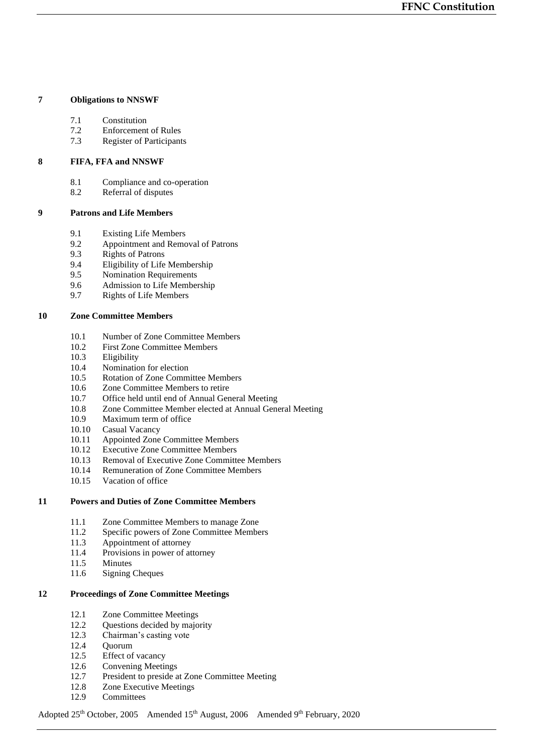**7 Obligations to NNSWF**

- 7.1 Constitution
- 7.2 Enforcement of Rules
- 7.3 Register of Participants

**8 FIFA, FFA and NNSWF**

- 8.1 Compliance and co-operation
- 8.2 Referral of disputes

**9 Patrons and Life Members**

- 9.1 Existing Life Members
- 9.2 Appointment and Removal of Patrons
- 9.3 Rights of Patrons
- 9.4 Eligibility of Life Membership
- 9.5 Nomination Requirements
- 9.6 Admission to Life Membership
- 9.7 Rights of Life Members

**10 Zone Committee Members**

- 10.1 Number of Zone Committee Members
- 10.2 First Zone Committee Members
- 10.3 Eligibility
- 10.4 Nomination for election
- 10.5 Rotation of Zone Committee Members
- 10.6 Zone Committee Members to retire
- 10.7 Office held until end of Annual General Meeting
- 10.8 Zone Committee Member elected at Annual General Meeting
- 10.9 Maximum term of office
- 10.10 Casual Vacancy
- 10.11 Appointed Zone Committee Members
- 10.12 Executive Zone Committee Members
- 10.13 Removal of Executive Zone Committee Members
- 10.14 Remuneration of Zone Committee Members
- 10.15 Vacation of office

**11 Powers and Duties of Zone Committee Members**

- 11.1 Zone Committee Members to manage Zone
- 11.2 Specific powers of Zone Committee Members
- 11.3 Appointment of attorney
- 11.4 Provisions in power of attorney
- 11.5 Minutes
- 11.6 Signing Cheques

**12 Proceedings of Zone Committee Meetings**

- 12.1 Zone Committee Meetings
- 12.2 Questions decided by majority
- 12.3 Chairman's casting vote
- 12.4 Quorum
- 12.5 Effect of vacancy
- 12.6 Convening Meetings
- 12.7 President to preside at Zone Committee Meeting
- 12.8 Zone Executive Meetings
- 12.9 Committees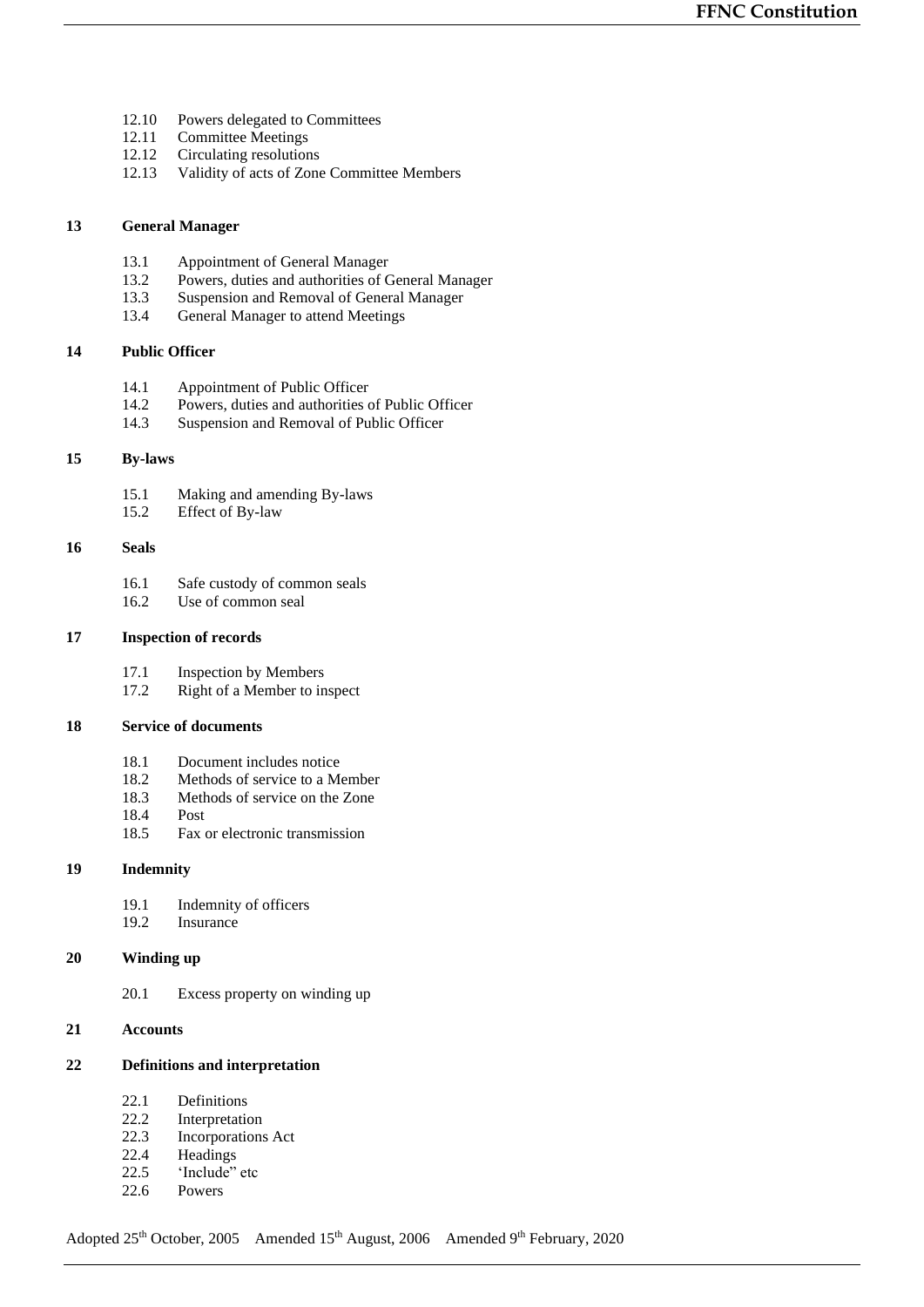12.10 Powers delegated to Committees
12.11 Committee Meetings
12.12 Circulating resolutions
12.13 Validity of acts of Zone Committee Members

**13 General Manager**

13.1 Appointment of General Manager
13.2 Powers, duties and authorities of General Manager
13.3 Suspension and Removal of General Manager
13.4 General Manager to attend Meetings

**14 Public Officer**

14.1 Appointment of Public Officer
14.2 Powers, duties and authorities of Public Officer
14.3 Suspension and Removal of Public Officer

**15 By-laws**

15.1 Making and amending By-laws
15.2 Effect of By-law

**16 Seals**

16.1 Safe custody of common seals
16.2 Use of common seal

**17 Inspection of records**

17.1 Inspection by Members
17.2 Right of a Member to inspect

**18 Service of documents**

18.1 Document includes notice
18.2 Methods of service to a Member
18.3 Methods of service on the Zone
18.4 Post
18.5 Fax or electronic transmission

**19 Indemnity**

19.1 Indemnity of officers
19.2 Insurance

**20 Winding up**

20.1 Excess property on winding up

**21 Accounts**

**22 Definitions and interpretation**

22.1 Definitions
22.2 Interpretation
22.3 Incorporations Act
22.4 Headings
22.5 'Include" etc
22.6 Powers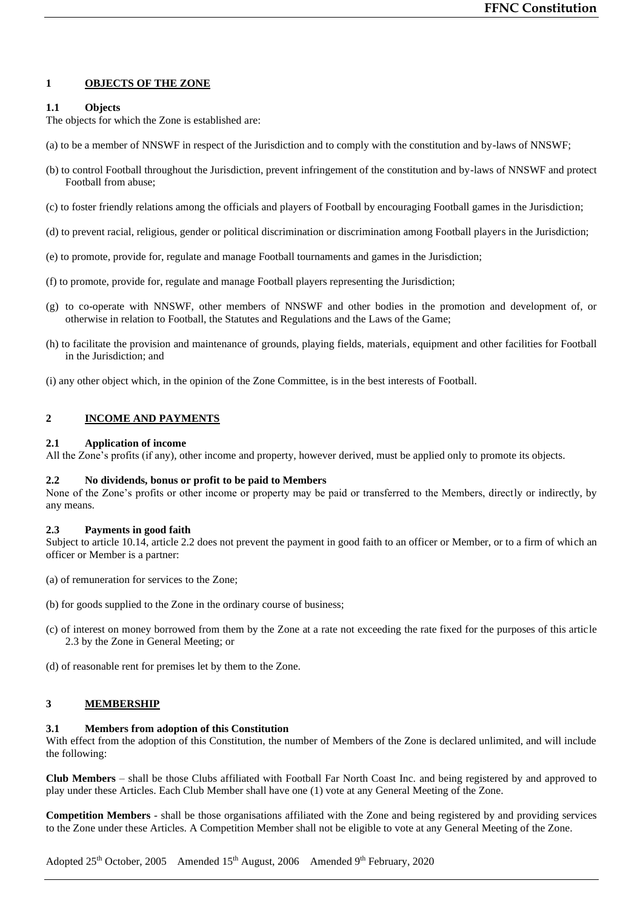## 1 OBJECTS OF THE ZONE

### 1.1 Objects

The objects for which the Zone is established are:

(a) to be a member of NNSWF in respect of the Jurisdiction and to comply with the constitution and by-laws of NNSWF;

(b) to control Football throughout the Jurisdiction, prevent infringement of the constitution and by-laws of NNSWF and protect Football from abuse;

(c) to foster friendly relations among the officials and players of Football by encouraging Football games in the Jurisdiction;

(d) to prevent racial, religious, gender or political discrimination or discrimination among Football players in the Jurisdiction;

(e) to promote, provide for, regulate and manage Football tournaments and games in the Jurisdiction;

(f) to promote, provide for, regulate and manage Football players representing the Jurisdiction;

(g) to co-operate with NNSWF, other members of NNSWF and other bodies in the promotion and development of, or otherwise in relation to Football, the Statutes and Regulations and the Laws of the Game;

(h) to facilitate the provision and maintenance of grounds, playing fields, materials, equipment and other facilities for Football in the Jurisdiction; and

(i) any other object which, in the opinion of the Zone Committee, is in the best interests of Football.

## 2 INCOME AND PAYMENTS

### 2.1 Application of income

All the Zone's profits (if any), other income and property, however derived, must be applied only to promote its objects.

### 2.2 No dividends, bonus or profit to be paid to Members

None of the Zone's profits or other income or property may be paid or transferred to the Members, directly or indirectly, by any means.

### 2.3 Payments in good faith

Subject to article 10.14, article 2.2 does not prevent the payment in good faith to an officer or Member, or to a firm of which an officer or Member is a partner:

(a) of remuneration for services to the Zone;

(b) for goods supplied to the Zone in the ordinary course of business;

(c) of interest on money borrowed from them by the Zone at a rate not exceeding the rate fixed for the purposes of this article 2.3 by the Zone in General Meeting; or

(d) of reasonable rent for premises let by them to the Zone.

## 3 MEMBERSHIP

### 3.1 Members from adoption of this Constitution

With effect from the adoption of this Constitution, the number of Members of the Zone is declared unlimited, and will include the following:

**Club Members** – shall be those Clubs affiliated with Football Far North Coast Inc. and being registered by and approved to play under these Articles. Each Club Member shall have one (1) vote at any General Meeting of the Zone.

**Competition Members** - shall be those organisations affiliated with the Zone and being registered by and providing services to the Zone under these Articles. A Competition Member shall not be eligible to vote at any General Meeting of the Zone.

Adopted 25th October, 2005 Amended 15th August, 2006 Amended 9th February, 2020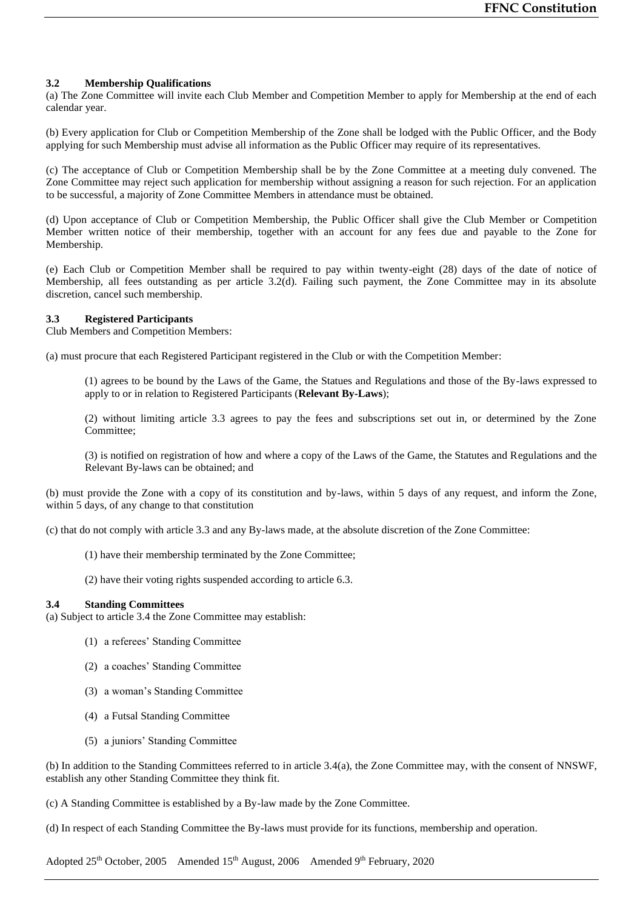### 3.2 Membership Qualifications

(a) The Zone Committee will invite each Club Member and Competition Member to apply for Membership at the end of each calendar year.

(b) Every application for Club or Competition Membership of the Zone shall be lodged with the Public Officer, and the Body applying for such Membership must advise all information as the Public Officer may require of its representatives.

(c) The acceptance of Club or Competition Membership shall be by the Zone Committee at a meeting duly convened. The Zone Committee may reject such application for membership without assigning a reason for such rejection. For an application to be successful, a majority of Zone Committee Members in attendance must be obtained.

(d) Upon acceptance of Club or Competition Membership, the Public Officer shall give the Club Member or Competition Member written notice of their membership, together with an account for any fees due and payable to the Zone for Membership.

(e) Each Club or Competition Member shall be required to pay within twenty-eight (28) days of the date of notice of Membership, all fees outstanding as per article 3.2(d). Failing such payment, the Zone Committee may in its absolute discretion, cancel such membership.

### 3.3 Registered Participants

Club Members and Competition Members:

(a) must procure that each Registered Participant registered in the Club or with the Competition Member:

> (1) agrees to be bound by the Laws of the Game, the Statues and Regulations and those of the By-laws expressed to apply to or in relation to Registered Participants (**Relevant By-Laws**);
>
> (2) without limiting article 3.3 agrees to pay the fees and subscriptions set out in, or determined by the Zone Committee;
>
> (3) is notified on registration of how and where a copy of the Laws of the Game, the Statutes and Regulations and the Relevant By-laws can be obtained; and

(b) must provide the Zone with a copy of its constitution and by-laws, within 5 days of any request, and inform the Zone, within 5 days, of any change to that constitution

(c) that do not comply with article 3.3 and any By-laws made, at the absolute discretion of the Zone Committee:

> (1) have their membership terminated by the Zone Committee;
>
> (2) have their voting rights suspended according to article 6.3.

### 3.4 Standing Committees

(a) Subject to article 3.4 the Zone Committee may establish:

> (1) a referees' Standing Committee
>
> (2) a coaches' Standing Committee
>
> (3) a woman's Standing Committee
>
> (4) a Futsal Standing Committee
>
> (5) a juniors' Standing Committee

(b) In addition to the Standing Committees referred to in article 3.4(a), the Zone Committee may, with the consent of NNSWF, establish any other Standing Committee they think fit.

(c) A Standing Committee is established by a By-law made by the Zone Committee.

(d) In respect of each Standing Committee the By-laws must provide for its functions, membership and operation.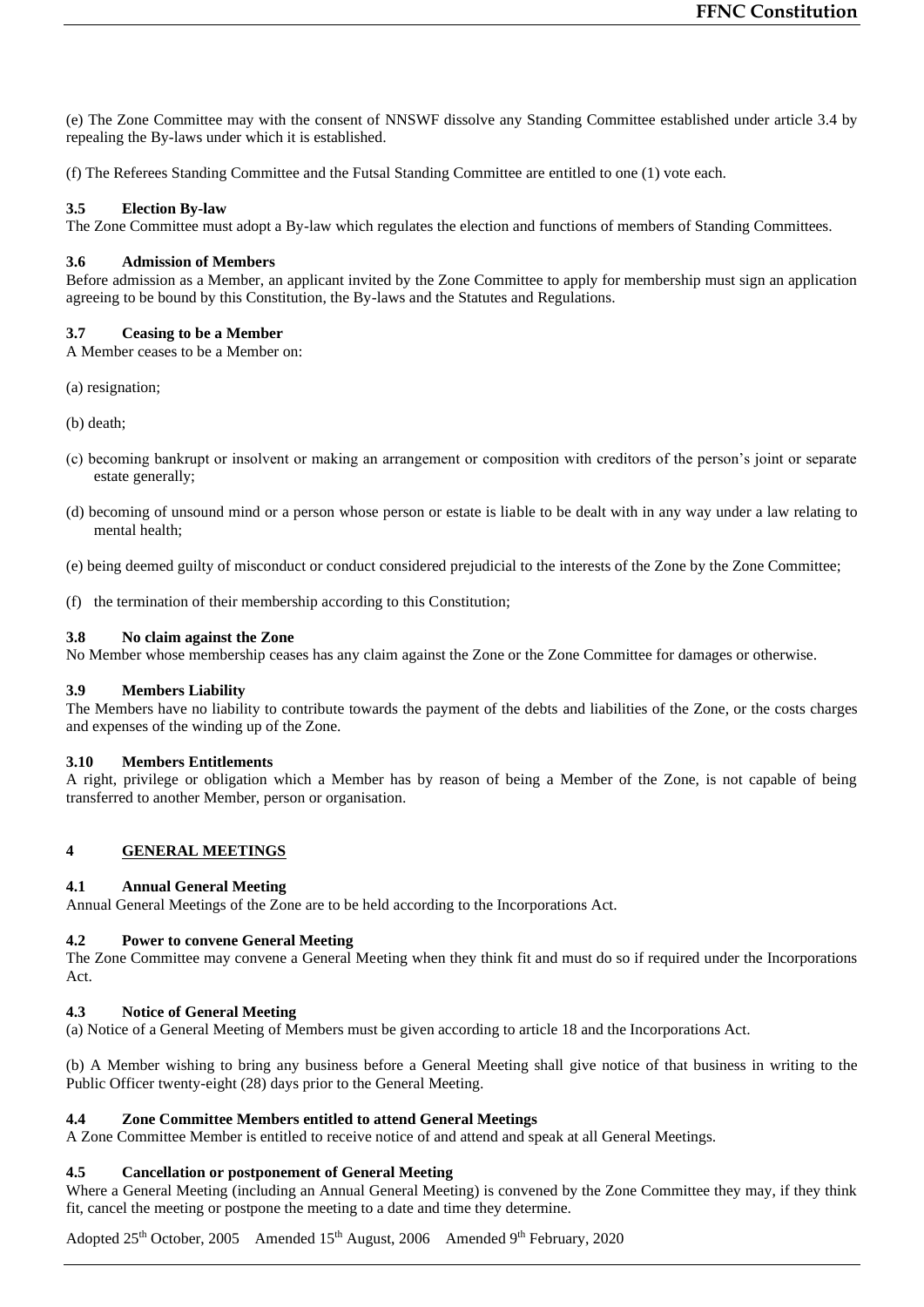(e) The Zone Committee may with the consent of NNSWF dissolve any Standing Committee established under article 3.4 by repealing the By-laws under which it is established.

(f) The Referees Standing Committee and the Futsal Standing Committee are entitled to one (1) vote each.

### 3.5 Election By-law

The Zone Committee must adopt a By-law which regulates the election and functions of members of Standing Committees.

### 3.6 Admission of Members

Before admission as a Member, an applicant invited by the Zone Committee to apply for membership must sign an application agreeing to be bound by this Constitution, the By-laws and the Statutes and Regulations.

### 3.7 Ceasing to be a Member

A Member ceases to be a Member on:

(a) resignation;

(b) death;

(c) becoming bankrupt or insolvent or making an arrangement or composition with creditors of the person's joint or separate estate generally;

(d) becoming of unsound mind or a person whose person or estate is liable to be dealt with in any way under a law relating to mental health;

(e) being deemed guilty of misconduct or conduct considered prejudicial to the interests of the Zone by the Zone Committee;

(f) the termination of their membership according to this Constitution;

### 3.8 No claim against the Zone

No Member whose membership ceases has any claim against the Zone or the Zone Committee for damages or otherwise.

### 3.9 Members Liability

The Members have no liability to contribute towards the payment of the debts and liabilities of the Zone, or the costs charges and expenses of the winding up of the Zone.

### 3.10 Members Entitlements

A right, privilege or obligation which a Member has by reason of being a Member of the Zone, is not capable of being transferred to another Member, person or organisation.

## 4 GENERAL MEETINGS

### 4.1 Annual General Meeting

Annual General Meetings of the Zone are to be held according to the Incorporations Act.

### 4.2 Power to convene General Meeting

The Zone Committee may convene a General Meeting when they think fit and must do so if required under the Incorporations Act.

### 4.3 Notice of General Meeting

(a) Notice of a General Meeting of Members must be given according to article 18 and the Incorporations Act.

(b) A Member wishing to bring any business before a General Meeting shall give notice of that business in writing to the Public Officer twenty-eight (28) days prior to the General Meeting.

### 4.4 Zone Committee Members entitled to attend General Meetings

A Zone Committee Member is entitled to receive notice of and attend and speak at all General Meetings.

### 4.5 Cancellation or postponement of General Meeting

Where a General Meeting (including an Annual General Meeting) is convened by the Zone Committee they may, if they think fit, cancel the meeting or postpone the meeting to a date and time they determine.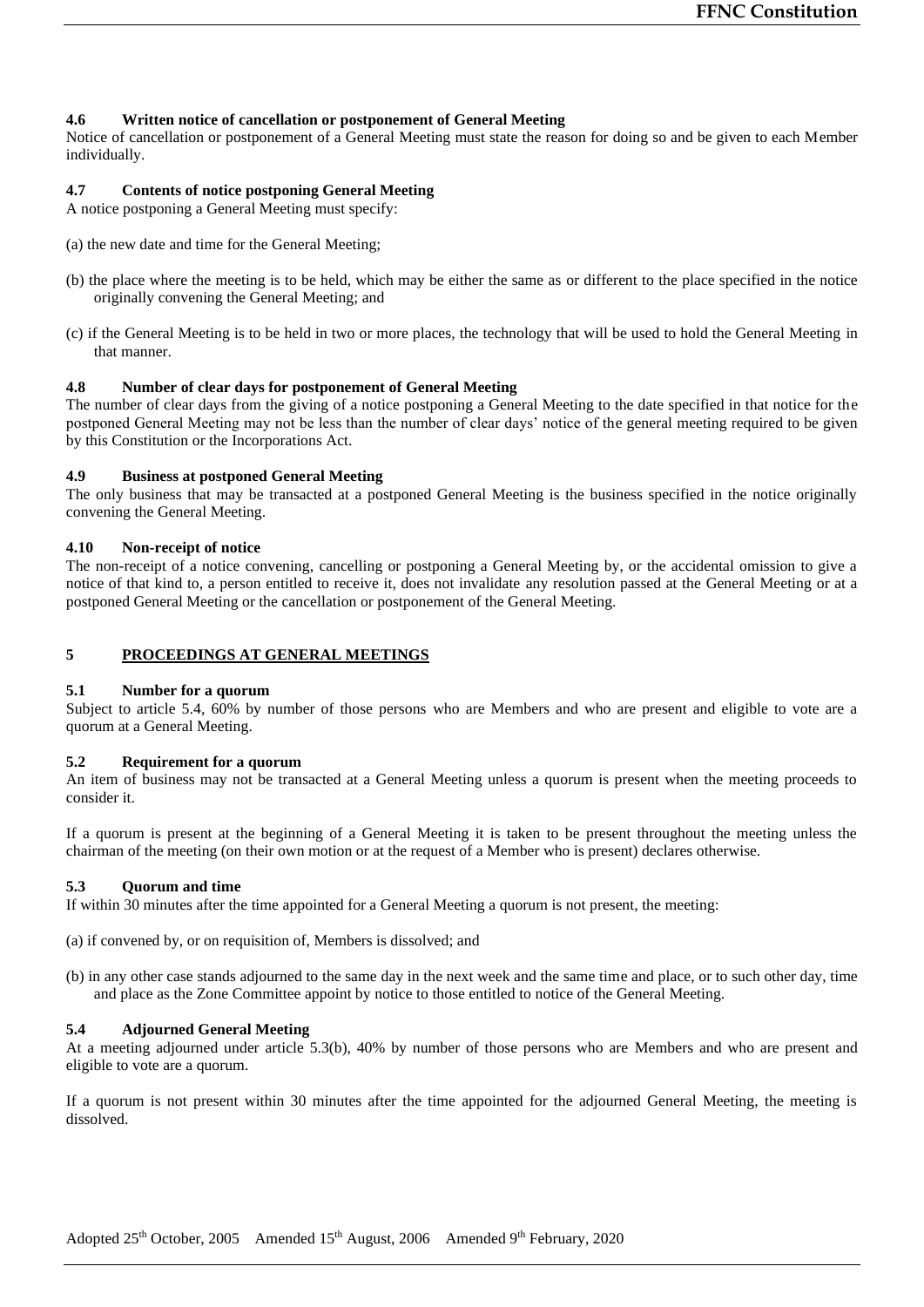### 4.6 Written notice of cancellation or postponement of General Meeting

Notice of cancellation or postponement of a General Meeting must state the reason for doing so and be given to each Member individually.

### 4.7 Contents of notice postponing General Meeting

A notice postponing a General Meeting must specify:

(a) the new date and time for the General Meeting;

(b) the place where the meeting is to be held, which may be either the same as or different to the place specified in the notice originally convening the General Meeting; and

(c) if the General Meeting is to be held in two or more places, the technology that will be used to hold the General Meeting in that manner.

### 4.8 Number of clear days for postponement of General Meeting

The number of clear days from the giving of a notice postponing a General Meeting to the date specified in that notice for the postponed General Meeting may not be less than the number of clear days' notice of the general meeting required to be given by this Constitution or the Incorporations Act.

### 4.9 Business at postponed General Meeting

The only business that may be transacted at a postponed General Meeting is the business specified in the notice originally convening the General Meeting.

### 4.10 Non-receipt of notice

The non-receipt of a notice convening, cancelling or postponing a General Meeting by, or the accidental omission to give a notice of that kind to, a person entitled to receive it, does not invalidate any resolution passed at the General Meeting or at a postponed General Meeting or the cancellation or postponement of the General Meeting.

## 5 PROCEEDINGS AT GENERAL MEETINGS

### 5.1 Number for a quorum

Subject to article 5.4, 60% by number of those persons who are Members and who are present and eligible to vote are a quorum at a General Meeting.

### 5.2 Requirement for a quorum

An item of business may not be transacted at a General Meeting unless a quorum is present when the meeting proceeds to consider it.

If a quorum is present at the beginning of a General Meeting it is taken to be present throughout the meeting unless the chairman of the meeting (on their own motion or at the request of a Member who is present) declares otherwise.

### 5.3 Quorum and time

If within 30 minutes after the time appointed for a General Meeting a quorum is not present, the meeting:

(a) if convened by, or on requisition of, Members is dissolved; and

(b) in any other case stands adjourned to the same day in the next week and the same time and place, or to such other day, time and place as the Zone Committee appoint by notice to those entitled to notice of the General Meeting.

### 5.4 Adjourned General Meeting

At a meeting adjourned under article 5.3(b), 40% by number of those persons who are Members and who are present and eligible to vote are a quorum.

If a quorum is not present within 30 minutes after the time appointed for the adjourned General Meeting, the meeting is dissolved.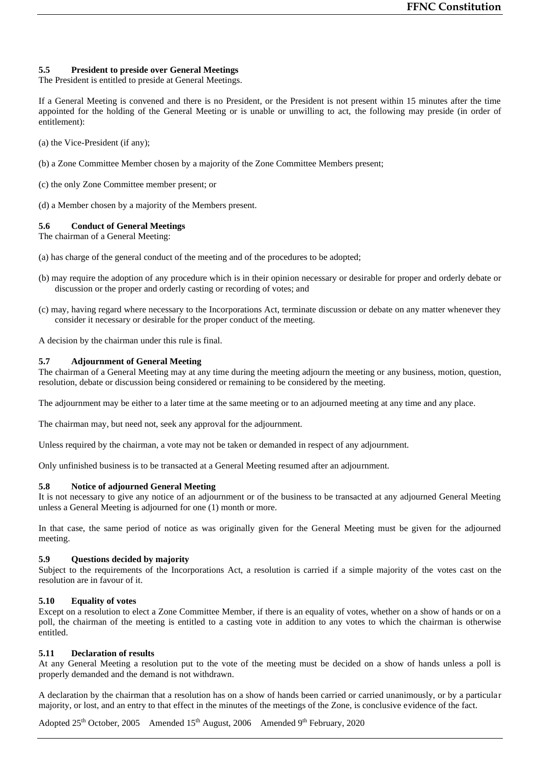### 5.5 President to preside over General Meetings

The President is entitled to preside at General Meetings.

If a General Meeting is convened and there is no President, or the President is not present within 15 minutes after the time appointed for the holding of the General Meeting or is unable or unwilling to act, the following may preside (in order of entitlement):

(a) the Vice-President (if any);

(b) a Zone Committee Member chosen by a majority of the Zone Committee Members present;

(c) the only Zone Committee member present; or

(d) a Member chosen by a majority of the Members present.

### 5.6 Conduct of General Meetings

The chairman of a General Meeting:

(a) has charge of the general conduct of the meeting and of the procedures to be adopted;

(b) may require the adoption of any procedure which is in their opinion necessary or desirable for proper and orderly debate or discussion or the proper and orderly casting or recording of votes; and

(c) may, having regard where necessary to the Incorporations Act, terminate discussion or debate on any matter whenever they consider it necessary or desirable for the proper conduct of the meeting.

A decision by the chairman under this rule is final.

### 5.7 Adjournment of General Meeting

The chairman of a General Meeting may at any time during the meeting adjourn the meeting or any business, motion, question, resolution, debate or discussion being considered or remaining to be considered by the meeting.

The adjournment may be either to a later time at the same meeting or to an adjourned meeting at any time and any place.

The chairman may, but need not, seek any approval for the adjournment.

Unless required by the chairman, a vote may not be taken or demanded in respect of any adjournment.

Only unfinished business is to be transacted at a General Meeting resumed after an adjournment.

### 5.8 Notice of adjourned General Meeting

It is not necessary to give any notice of an adjournment or of the business to be transacted at any adjourned General Meeting unless a General Meeting is adjourned for one (1) month or more.

In that case, the same period of notice as was originally given for the General Meeting must be given for the adjourned meeting.

### 5.9 Questions decided by majority

Subject to the requirements of the Incorporations Act, a resolution is carried if a simple majority of the votes cast on the resolution are in favour of it.

### 5.10 Equality of votes

Except on a resolution to elect a Zone Committee Member, if there is an equality of votes, whether on a show of hands or on a poll, the chairman of the meeting is entitled to a casting vote in addition to any votes to which the chairman is otherwise entitled.

### 5.11 Declaration of results

At any General Meeting a resolution put to the vote of the meeting must be decided on a show of hands unless a poll is properly demanded and the demand is not withdrawn.

A declaration by the chairman that a resolution has on a show of hands been carried or carried unanimously, or by a particular majority, or lost, and an entry to that effect in the minutes of the meetings of the Zone, is conclusive evidence of the fact.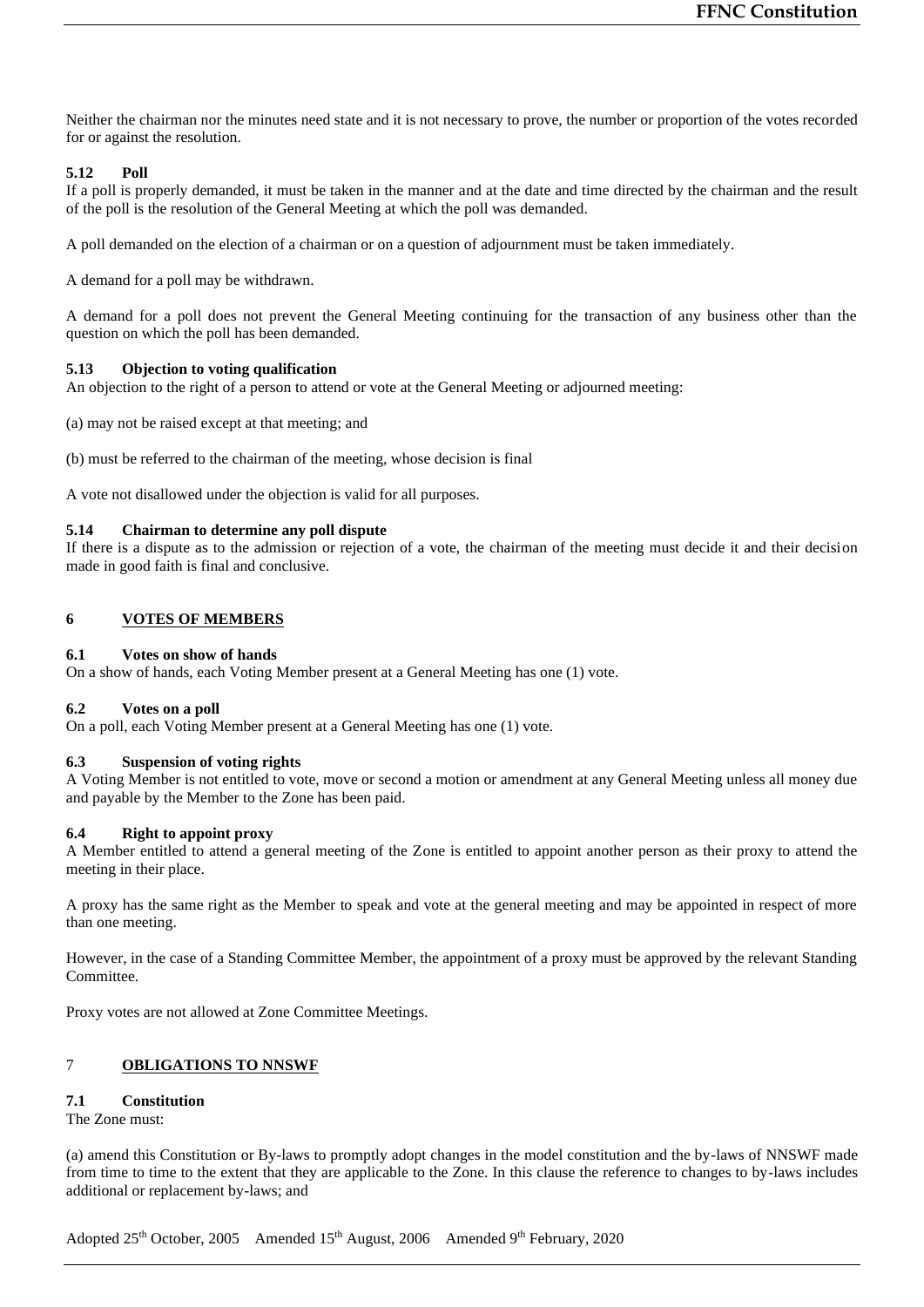Neither the chairman nor the minutes need state and it is not necessary to prove, the number or proportion of the votes recorded for or against the resolution.

### 5.12 Poll

If a poll is properly demanded, it must be taken in the manner and at the date and time directed by the chairman and the result of the poll is the resolution of the General Meeting at which the poll was demanded.

A poll demanded on the election of a chairman or on a question of adjournment must be taken immediately.

A demand for a poll may be withdrawn.

A demand for a poll does not prevent the General Meeting continuing for the transaction of any business other than the question on which the poll has been demanded.

### 5.13 Objection to voting qualification

An objection to the right of a person to attend or vote at the General Meeting or adjourned meeting:

(a) may not be raised except at that meeting; and

(b) must be referred to the chairman of the meeting, whose decision is final

A vote not disallowed under the objection is valid for all purposes.

### 5.14 Chairman to determine any poll dispute

If there is a dispute as to the admission or rejection of a vote, the chairman of the meeting must decide it and their decision made in good faith is final and conclusive.

## 6 VOTES OF MEMBERS

### 6.1 Votes on show of hands

On a show of hands, each Voting Member present at a General Meeting has one (1) vote.

### 6.2 Votes on a poll

On a poll, each Voting Member present at a General Meeting has one (1) vote.

### 6.3 Suspension of voting rights

A Voting Member is not entitled to vote, move or second a motion or amendment at any General Meeting unless all money due and payable by the Member to the Zone has been paid.

### 6.4 Right to appoint proxy

A Member entitled to attend a general meeting of the Zone is entitled to appoint another person as their proxy to attend the meeting in their place.

A proxy has the same right as the Member to speak and vote at the general meeting and may be appointed in respect of more than one meeting.

However, in the case of a Standing Committee Member, the appointment of a proxy must be approved by the relevant Standing Committee.

Proxy votes are not allowed at Zone Committee Meetings.

## 7 OBLIGATIONS TO NNSWF

### 7.1 Constitution

The Zone must:

(a) amend this Constitution or By-laws to promptly adopt changes in the model constitution and the by-laws of NNSWF made from time to time to the extent that they are applicable to the Zone. In this clause the reference to changes to by-laws includes additional or replacement by-laws; and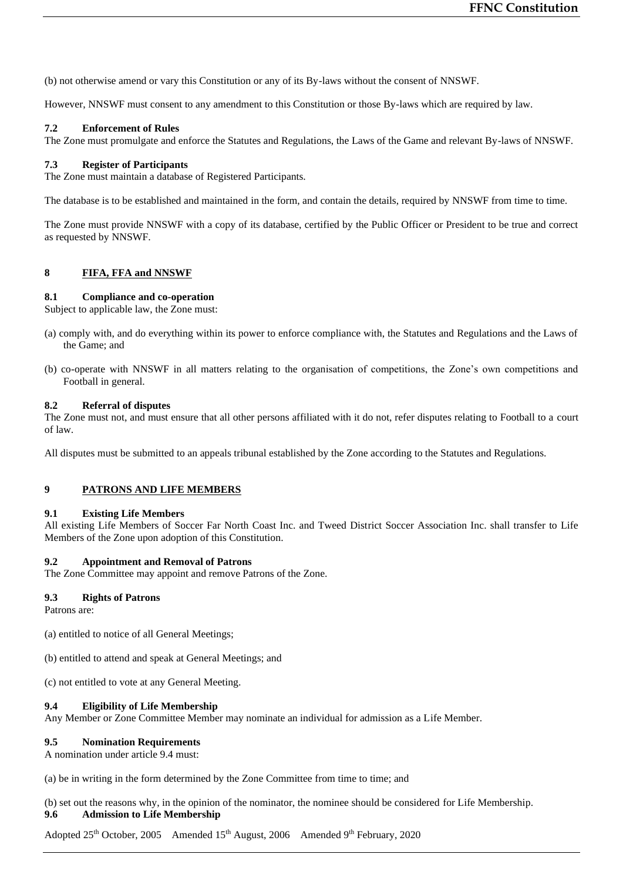(b) not otherwise amend or vary this Constitution or any of its By-laws without the consent of NNSWF.

However, NNSWF must consent to any amendment to this Constitution or those By-laws which are required by law.

### 7.2 Enforcement of Rules

The Zone must promulgate and enforce the Statutes and Regulations, the Laws of the Game and relevant By-laws of NNSWF.

### 7.3 Register of Participants

The Zone must maintain a database of Registered Participants.

The database is to be established and maintained in the form, and contain the details, required by NNSWF from time to time.

The Zone must provide NNSWF with a copy of its database, certified by the Public Officer or President to be true and correct as requested by NNSWF.

## 8 FIFA, FFA and NNSWF

### 8.1 Compliance and co-operation

Subject to applicable law, the Zone must:

(a) comply with, and do everything within its power to enforce compliance with, the Statutes and Regulations and the Laws of the Game; and

(b) co-operate with NNSWF in all matters relating to the organisation of competitions, the Zone's own competitions and Football in general.

### 8.2 Referral of disputes

The Zone must not, and must ensure that all other persons affiliated with it do not, refer disputes relating to Football to a court of law.

All disputes must be submitted to an appeals tribunal established by the Zone according to the Statutes and Regulations.

## 9 PATRONS AND LIFE MEMBERS

### 9.1 Existing Life Members

All existing Life Members of Soccer Far North Coast Inc. and Tweed District Soccer Association Inc. shall transfer to Life Members of the Zone upon adoption of this Constitution.

### 9.2 Appointment and Removal of Patrons

The Zone Committee may appoint and remove Patrons of the Zone.

### 9.3 Rights of Patrons

Patrons are:

(a) entitled to notice of all General Meetings;

(b) entitled to attend and speak at General Meetings; and

(c) not entitled to vote at any General Meeting.

### 9.4 Eligibility of Life Membership

Any Member or Zone Committee Member may nominate an individual for admission as a Life Member.

### 9.5 Nomination Requirements

A nomination under article 9.4 must:

(a) be in writing in the form determined by the Zone Committee from time to time; and

(b) set out the reasons why, in the opinion of the nominator, the nominee should be considered for Life Membership.

### 9.6 Admission to Life Membership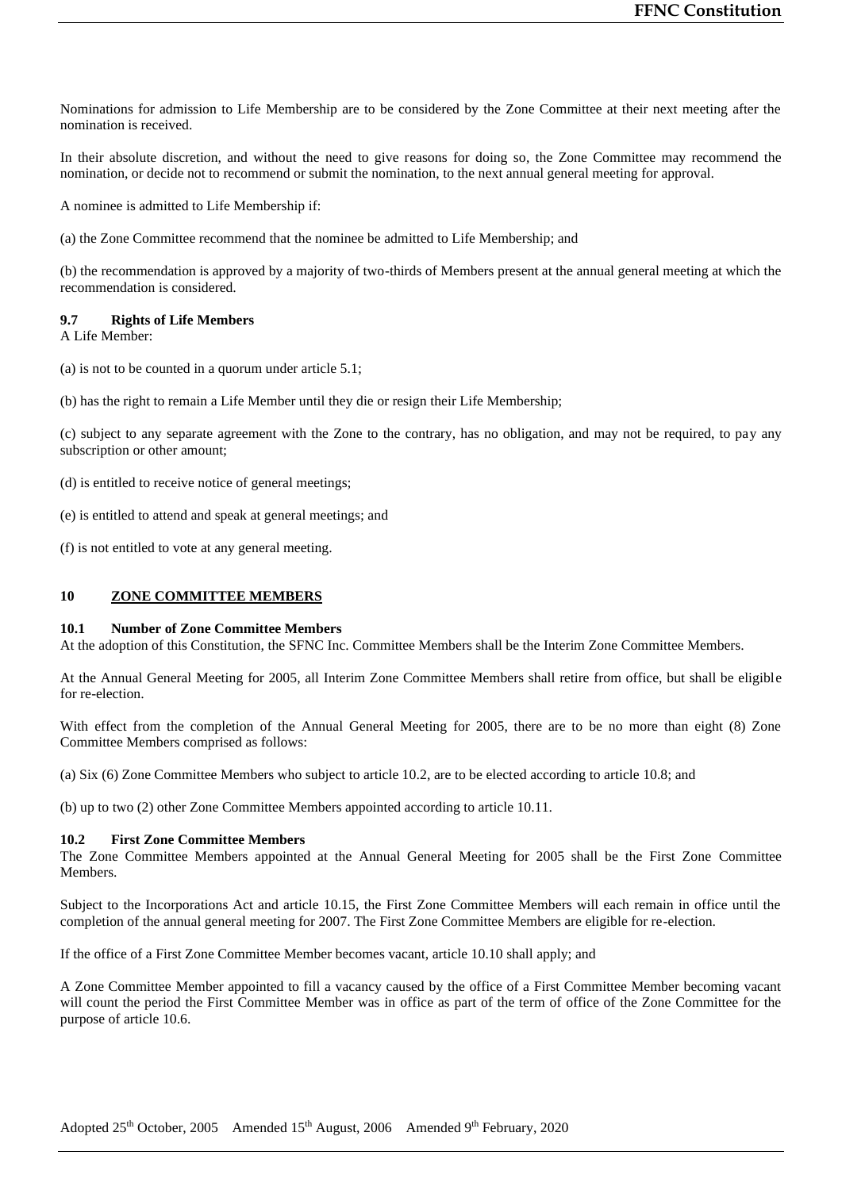Nominations for admission to Life Membership are to be considered by the Zone Committee at their next meeting after the nomination is received.

In their absolute discretion, and without the need to give reasons for doing so, the Zone Committee may recommend the nomination, or decide not to recommend or submit the nomination, to the next annual general meeting for approval.

A nominee is admitted to Life Membership if:

(a) the Zone Committee recommend that the nominee be admitted to Life Membership; and

(b) the recommendation is approved by a majority of two-thirds of Members present at the annual general meeting at which the recommendation is considered.

### 9.7 Rights of Life Members

A Life Member:

(a) is not to be counted in a quorum under article 5.1;

(b) has the right to remain a Life Member until they die or resign their Life Membership;

(c) subject to any separate agreement with the Zone to the contrary, has no obligation, and may not be required, to pay any subscription or other amount;

(d) is entitled to receive notice of general meetings;

(e) is entitled to attend and speak at general meetings; and

(f) is not entitled to vote at any general meeting.

## 10 ZONE COMMITTEE MEMBERS

### 10.1 Number of Zone Committee Members

At the adoption of this Constitution, the SFNC Inc. Committee Members shall be the Interim Zone Committee Members.

At the Annual General Meeting for 2005, all Interim Zone Committee Members shall retire from office, but shall be eligible for re-election.

With effect from the completion of the Annual General Meeting for 2005, there are to be no more than eight (8) Zone Committee Members comprised as follows:

(a) Six (6) Zone Committee Members who subject to article 10.2, are to be elected according to article 10.8; and

(b) up to two (2) other Zone Committee Members appointed according to article 10.11.

### 10.2 First Zone Committee Members

The Zone Committee Members appointed at the Annual General Meeting for 2005 shall be the First Zone Committee Members.

Subject to the Incorporations Act and article 10.15, the First Zone Committee Members will each remain in office until the completion of the annual general meeting for 2007. The First Zone Committee Members are eligible for re-election.

If the office of a First Zone Committee Member becomes vacant, article 10.10 shall apply; and

A Zone Committee Member appointed to fill a vacancy caused by the office of a First Committee Member becoming vacant will count the period the First Committee Member was in office as part of the term of office of the Zone Committee for the purpose of article 10.6.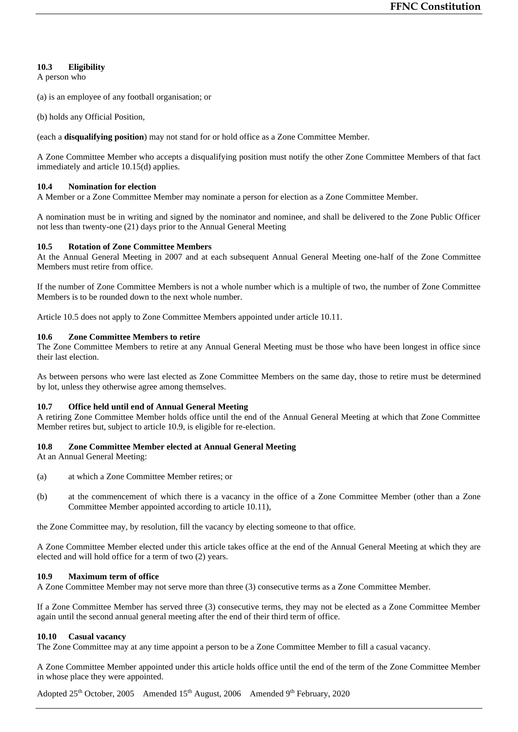### 10.3 Eligibility

A person who

(a) is an employee of any football organisation; or

(b) holds any Official Position,

(each a **disqualifying position**) may not stand for or hold office as a Zone Committee Member.

A Zone Committee Member who accepts a disqualifying position must notify the other Zone Committee Members of that fact immediately and article 10.15(d) applies.

### 10.4 Nomination for election

A Member or a Zone Committee Member may nominate a person for election as a Zone Committee Member.

A nomination must be in writing and signed by the nominator and nominee, and shall be delivered to the Zone Public Officer not less than twenty-one (21) days prior to the Annual General Meeting

### 10.5 Rotation of Zone Committee Members

At the Annual General Meeting in 2007 and at each subsequent Annual General Meeting one-half of the Zone Committee Members must retire from office.

If the number of Zone Committee Members is not a whole number which is a multiple of two, the number of Zone Committee Members is to be rounded down to the next whole number.

Article 10.5 does not apply to Zone Committee Members appointed under article 10.11.

### 10.6 Zone Committee Members to retire

The Zone Committee Members to retire at any Annual General Meeting must be those who have been longest in office since their last election.

As between persons who were last elected as Zone Committee Members on the same day, those to retire must be determined by lot, unless they otherwise agree among themselves.

### 10.7 Office held until end of Annual General Meeting

A retiring Zone Committee Member holds office until the end of the Annual General Meeting at which that Zone Committee Member retires but, subject to article 10.9, is eligible for re-election.

### 10.8 Zone Committee Member elected at Annual General Meeting

At an Annual General Meeting:

(a) at which a Zone Committee Member retires; or

(b) at the commencement of which there is a vacancy in the office of a Zone Committee Member (other than a Zone Committee Member appointed according to article 10.11),

the Zone Committee may, by resolution, fill the vacancy by electing someone to that office.

A Zone Committee Member elected under this article takes office at the end of the Annual General Meeting at which they are elected and will hold office for a term of two (2) years.

### 10.9 Maximum term of office

A Zone Committee Member may not serve more than three (3) consecutive terms as a Zone Committee Member.

If a Zone Committee Member has served three (3) consecutive terms, they may not be elected as a Zone Committee Member again until the second annual general meeting after the end of their third term of office.

### 10.10 Casual vacancy

The Zone Committee may at any time appoint a person to be a Zone Committee Member to fill a casual vacancy.

A Zone Committee Member appointed under this article holds office until the end of the term of the Zone Committee Member in whose place they were appointed.

Adopted 25th October, 2005 Amended 15th August, 2006 Amended 9th February, 2020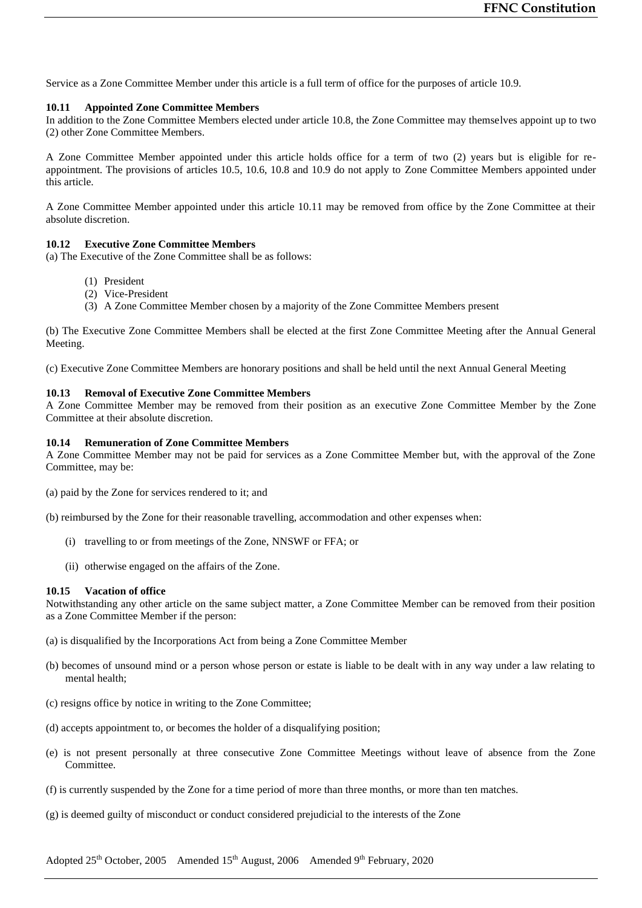Service as a Zone Committee Member under this article is a full term of office for the purposes of article 10.9.

### 10.11 Appointed Zone Committee Members

In addition to the Zone Committee Members elected under article 10.8, the Zone Committee may themselves appoint up to two (2) other Zone Committee Members.

A Zone Committee Member appointed under this article holds office for a term of two (2) years but is eligible for re-appointment. The provisions of articles 10.5, 10.6, 10.8 and 10.9 do not apply to Zone Committee Members appointed under this article.

A Zone Committee Member appointed under this article 10.11 may be removed from office by the Zone Committee at their absolute discretion.

### 10.12 Executive Zone Committee Members

(a) The Executive of the Zone Committee shall be as follows:

- (1) President
- (2) Vice-President
- (3) A Zone Committee Member chosen by a majority of the Zone Committee Members present

(b) The Executive Zone Committee Members shall be elected at the first Zone Committee Meeting after the Annual General Meeting.

(c) Executive Zone Committee Members are honorary positions and shall be held until the next Annual General Meeting

### 10.13 Removal of Executive Zone Committee Members

A Zone Committee Member may be removed from their position as an executive Zone Committee Member by the Zone Committee at their absolute discretion.

### 10.14 Remuneration of Zone Committee Members

A Zone Committee Member may not be paid for services as a Zone Committee Member but, with the approval of the Zone Committee, may be:

(a) paid by the Zone for services rendered to it; and

(b) reimbursed by the Zone for their reasonable travelling, accommodation and other expenses when:

- (i) travelling to or from meetings of the Zone, NNSWF or FFA; or
- (ii) otherwise engaged on the affairs of the Zone.

### 10.15 Vacation of office

Notwithstanding any other article on the same subject matter, a Zone Committee Member can be removed from their position as a Zone Committee Member if the person:

(a) is disqualified by the Incorporations Act from being a Zone Committee Member

(b) becomes of unsound mind or a person whose person or estate is liable to be dealt with in any way under a law relating to mental health;

(c) resigns office by notice in writing to the Zone Committee;

(d) accepts appointment to, or becomes the holder of a disqualifying position;

(e) is not present personally at three consecutive Zone Committee Meetings without leave of absence from the Zone Committee.

(f) is currently suspended by the Zone for a time period of more than three months, or more than ten matches.

(g) is deemed guilty of misconduct or conduct considered prejudicial to the interests of the Zone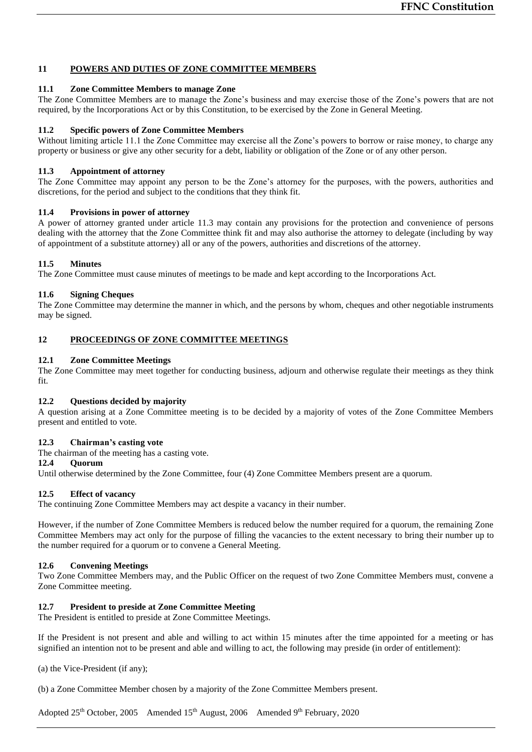## 11 POWERS AND DUTIES OF ZONE COMMITTEE MEMBERS

### 11.1 Zone Committee Members to manage Zone

The Zone Committee Members are to manage the Zone's business and may exercise those of the Zone's powers that are not required, by the Incorporations Act or by this Constitution, to be exercised by the Zone in General Meeting.

### 11.2 Specific powers of Zone Committee Members

Without limiting article 11.1 the Zone Committee may exercise all the Zone's powers to borrow or raise money, to charge any property or business or give any other security for a debt, liability or obligation of the Zone or of any other person.

### 11.3 Appointment of attorney

The Zone Committee may appoint any person to be the Zone's attorney for the purposes, with the powers, authorities and discretions, for the period and subject to the conditions that they think fit.

### 11.4 Provisions in power of attorney

A power of attorney granted under article 11.3 may contain any provisions for the protection and convenience of persons dealing with the attorney that the Zone Committee think fit and may also authorise the attorney to delegate (including by way of appointment of a substitute attorney) all or any of the powers, authorities and discretions of the attorney.

### 11.5 Minutes

The Zone Committee must cause minutes of meetings to be made and kept according to the Incorporations Act.

### 11.6 Signing Cheques

The Zone Committee may determine the manner in which, and the persons by whom, cheques and other negotiable instruments may be signed.

## 12 PROCEEDINGS OF ZONE COMMITTEE MEETINGS

### 12.1 Zone Committee Meetings

The Zone Committee may meet together for conducting business, adjourn and otherwise regulate their meetings as they think fit.

### 12.2 Questions decided by majority

A question arising at a Zone Committee meeting is to be decided by a majority of votes of the Zone Committee Members present and entitled to vote.

### 12.3 Chairman's casting vote

The chairman of the meeting has a casting vote.

### 12.4 Quorum

Until otherwise determined by the Zone Committee, four (4) Zone Committee Members present are a quorum.

### 12.5 Effect of vacancy

The continuing Zone Committee Members may act despite a vacancy in their number.

However, if the number of Zone Committee Members is reduced below the number required for a quorum, the remaining Zone Committee Members may act only for the purpose of filling the vacancies to the extent necessary to bring their number up to the number required for a quorum or to convene a General Meeting.

### 12.6 Convening Meetings

Two Zone Committee Members may, and the Public Officer on the request of two Zone Committee Members must, convene a Zone Committee meeting.

### 12.7 President to preside at Zone Committee Meeting

The President is entitled to preside at Zone Committee Meetings.

If the President is not present and able and willing to act within 15 minutes after the time appointed for a meeting or has signified an intention not to be present and able and willing to act, the following may preside (in order of entitlement):

(a) the Vice-President (if any);

(b) a Zone Committee Member chosen by a majority of the Zone Committee Members present.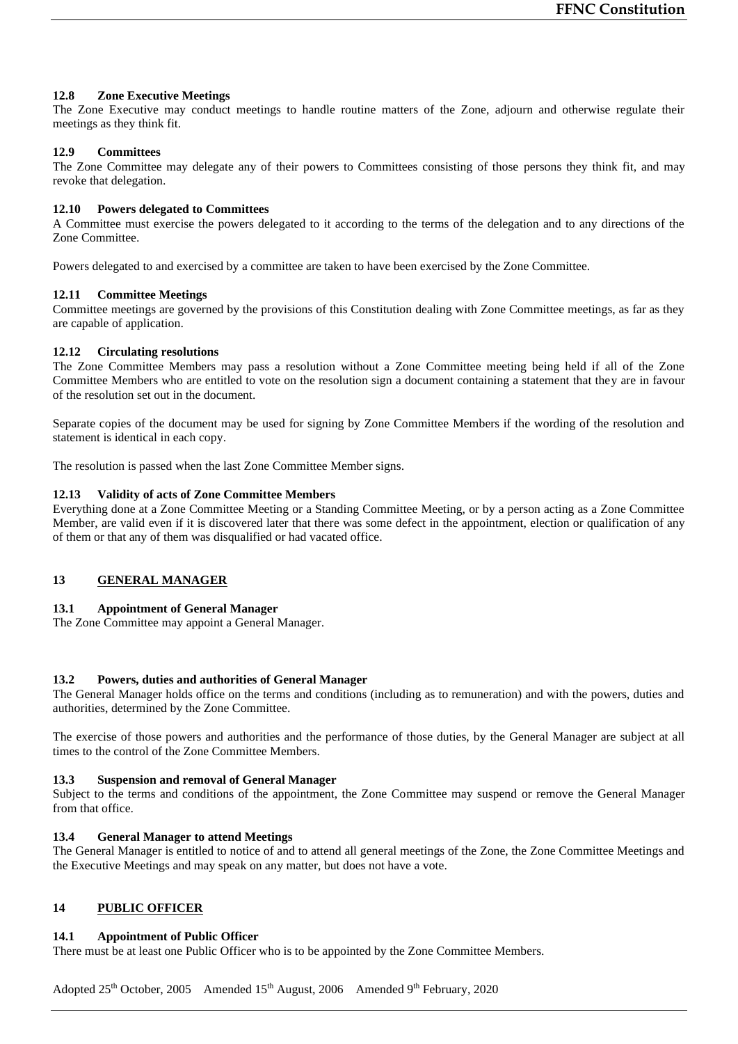#### 12.8 Zone Executive Meetings

The Zone Executive may conduct meetings to handle routine matters of the Zone, adjourn and otherwise regulate their meetings as they think fit.

#### 12.9 Committees

The Zone Committee may delegate any of their powers to Committees consisting of those persons they think fit, and may revoke that delegation.

#### 12.10 Powers delegated to Committees

A Committee must exercise the powers delegated to it according to the terms of the delegation and to any directions of the Zone Committee.

Powers delegated to and exercised by a committee are taken to have been exercised by the Zone Committee.

#### 12.11 Committee Meetings

Committee meetings are governed by the provisions of this Constitution dealing with Zone Committee meetings, as far as they are capable of application.

#### 12.12 Circulating resolutions

The Zone Committee Members may pass a resolution without a Zone Committee meeting being held if all of the Zone Committee Members who are entitled to vote on the resolution sign a document containing a statement that they are in favour of the resolution set out in the document.

Separate copies of the document may be used for signing by Zone Committee Members if the wording of the resolution and statement is identical in each copy.

The resolution is passed when the last Zone Committee Member signs.

#### 12.13 Validity of acts of Zone Committee Members

Everything done at a Zone Committee Meeting or a Standing Committee Meeting, or by a person acting as a Zone Committee Member, are valid even if it is discovered later that there was some defect in the appointment, election or qualification of any of them or that any of them was disqualified or had vacated office.

### 13 GENERAL MANAGER

#### 13.1 Appointment of General Manager

The Zone Committee may appoint a General Manager.

#### 13.2 Powers, duties and authorities of General Manager

The General Manager holds office on the terms and conditions (including as to remuneration) and with the powers, duties and authorities, determined by the Zone Committee.

The exercise of those powers and authorities and the performance of those duties, by the General Manager are subject at all times to the control of the Zone Committee Members.

#### 13.3 Suspension and removal of General Manager

Subject to the terms and conditions of the appointment, the Zone Committee may suspend or remove the General Manager from that office.

#### 13.4 General Manager to attend Meetings

The General Manager is entitled to notice of and to attend all general meetings of the Zone, the Zone Committee Meetings and the Executive Meetings and may speak on any matter, but does not have a vote.

### 14 PUBLIC OFFICER

#### 14.1 Appointment of Public Officer

There must be at least one Public Officer who is to be appointed by the Zone Committee Members.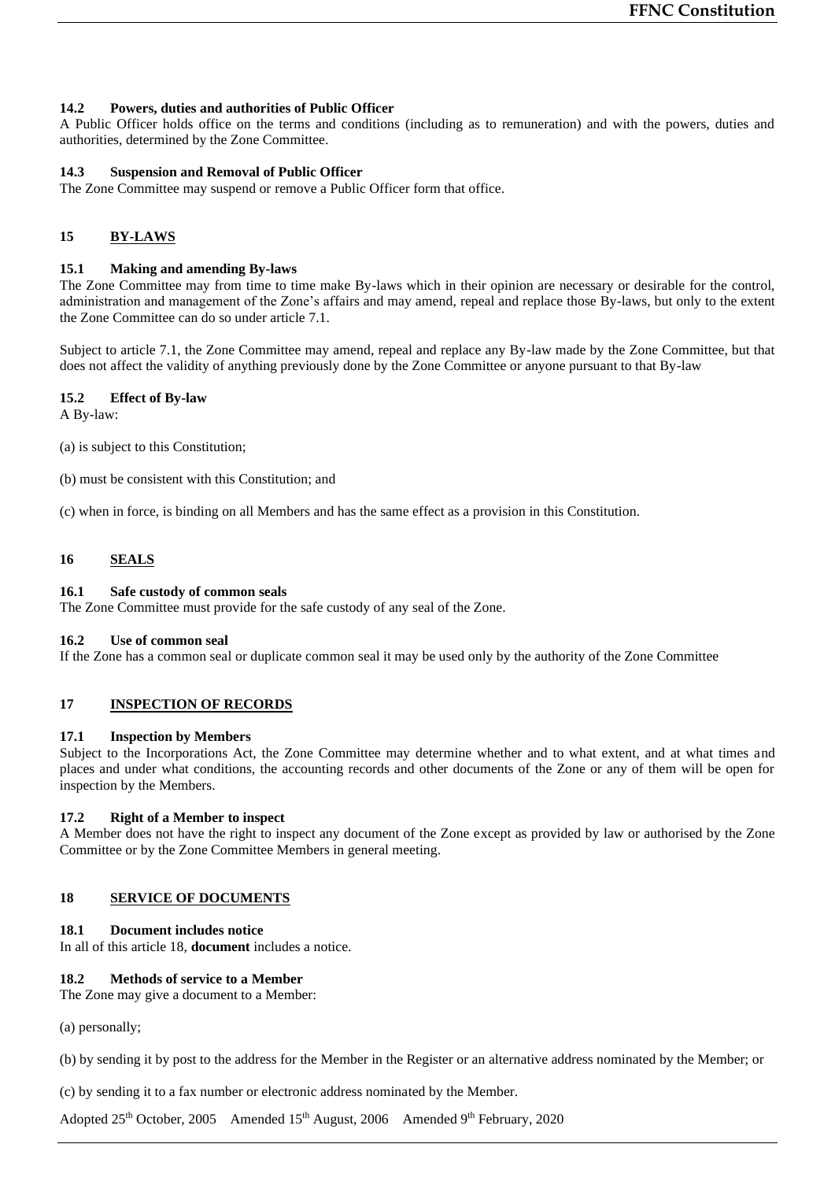#### 14.2 Powers, duties and authorities of Public Officer

A Public Officer holds office on the terms and conditions (including as to remuneration) and with the powers, duties and authorities, determined by the Zone Committee.

#### 14.3 Suspension and Removal of Public Officer

The Zone Committee may suspend or remove a Public Officer form that office.

### 15 BY-LAWS

#### 15.1 Making and amending By-laws

The Zone Committee may from time to time make By-laws which in their opinion are necessary or desirable for the control, administration and management of the Zone's affairs and may amend, repeal and replace those By-laws, but only to the extent the Zone Committee can do so under article 7.1.

Subject to article 7.1, the Zone Committee may amend, repeal and replace any By-law made by the Zone Committee, but that does not affect the validity of anything previously done by the Zone Committee or anyone pursuant to that By-law

#### 15.2 Effect of By-law

A By-law:

(a) is subject to this Constitution;

(b) must be consistent with this Constitution; and

(c) when in force, is binding on all Members and has the same effect as a provision in this Constitution.

### 16 SEALS

#### 16.1 Safe custody of common seals

The Zone Committee must provide for the safe custody of any seal of the Zone.

#### 16.2 Use of common seal

If the Zone has a common seal or duplicate common seal it may be used only by the authority of the Zone Committee

### 17 INSPECTION OF RECORDS

#### 17.1 Inspection by Members

Subject to the Incorporations Act, the Zone Committee may determine whether and to what extent, and at what times and places and under what conditions, the accounting records and other documents of the Zone or any of them will be open for inspection by the Members.

#### 17.2 Right of a Member to inspect

A Member does not have the right to inspect any document of the Zone except as provided by law or authorised by the Zone Committee or by the Zone Committee Members in general meeting.

### 18 SERVICE OF DOCUMENTS

#### 18.1 Document includes notice

In all of this article 18, **document** includes a notice.

#### 18.2 Methods of service to a Member

The Zone may give a document to a Member:

(a) personally;

(b) by sending it by post to the address for the Member in the Register or an alternative address nominated by the Member; or

(c) by sending it to a fax number or electronic address nominated by the Member.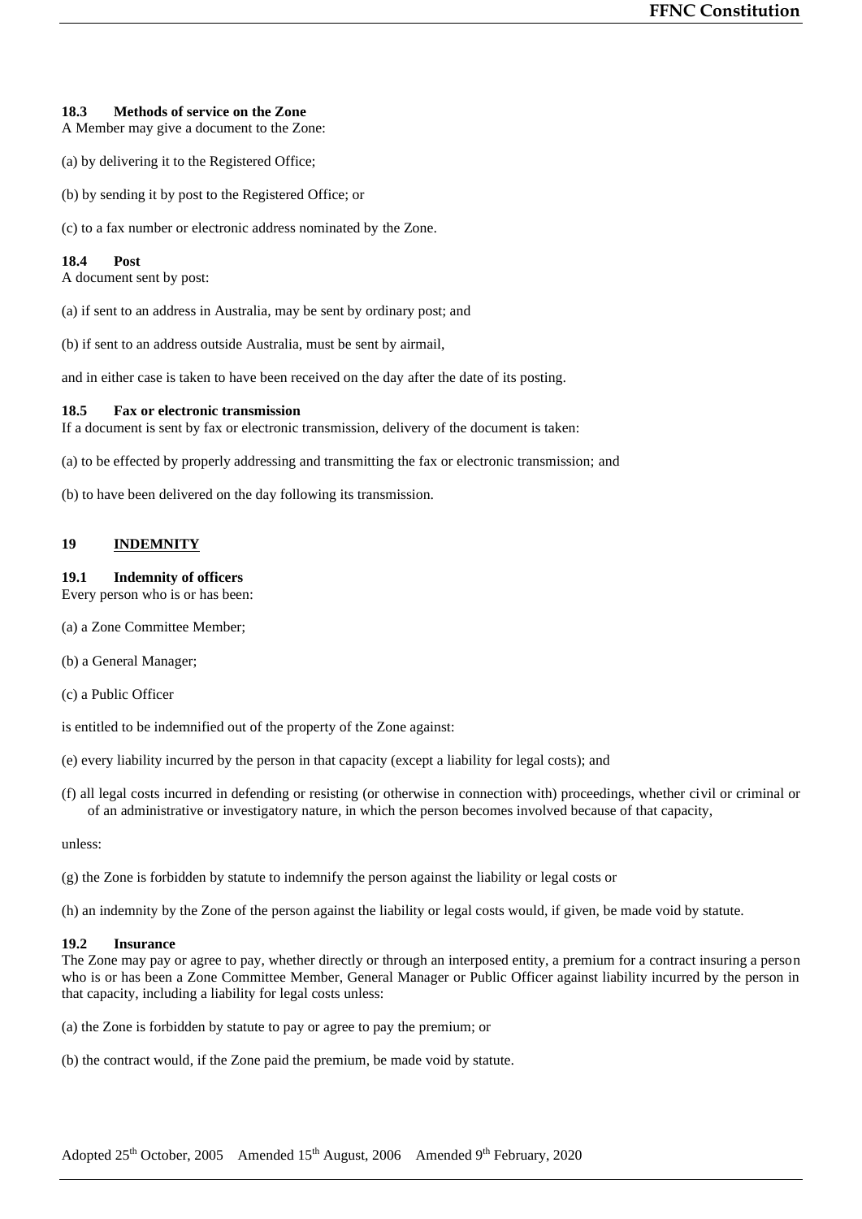### 18.3 Methods of service on the Zone

A Member may give a document to the Zone:

(a) by delivering it to the Registered Office;

(b) by sending it by post to the Registered Office; or

(c) to a fax number or electronic address nominated by the Zone.

### 18.4 Post

A document sent by post:

(a) if sent to an address in Australia, may be sent by ordinary post; and

(b) if sent to an address outside Australia, must be sent by airmail,

and in either case is taken to have been received on the day after the date of its posting.

### 18.5 Fax or electronic transmission

If a document is sent by fax or electronic transmission, delivery of the document is taken:

(a) to be effected by properly addressing and transmitting the fax or electronic transmission; and

(b) to have been delivered on the day following its transmission.

## 19 INDEMNITY

### 19.1 Indemnity of officers

Every person who is or has been:

(a) a Zone Committee Member;

(b) a General Manager;

(c) a Public Officer

is entitled to be indemnified out of the property of the Zone against:

(e) every liability incurred by the person in that capacity (except a liability for legal costs); and

(f) all legal costs incurred in defending or resisting (or otherwise in connection with) proceedings, whether civil or criminal or of an administrative or investigatory nature, in which the person becomes involved because of that capacity,

unless:

(g) the Zone is forbidden by statute to indemnify the person against the liability or legal costs or

(h) an indemnity by the Zone of the person against the liability or legal costs would, if given, be made void by statute.

### 19.2 Insurance

The Zone may pay or agree to pay, whether directly or through an interposed entity, a premium for a contract insuring a person who is or has been a Zone Committee Member, General Manager or Public Officer against liability incurred by the person in that capacity, including a liability for legal costs unless:

(a) the Zone is forbidden by statute to pay or agree to pay the premium; or

(b) the contract would, if the Zone paid the premium, be made void by statute.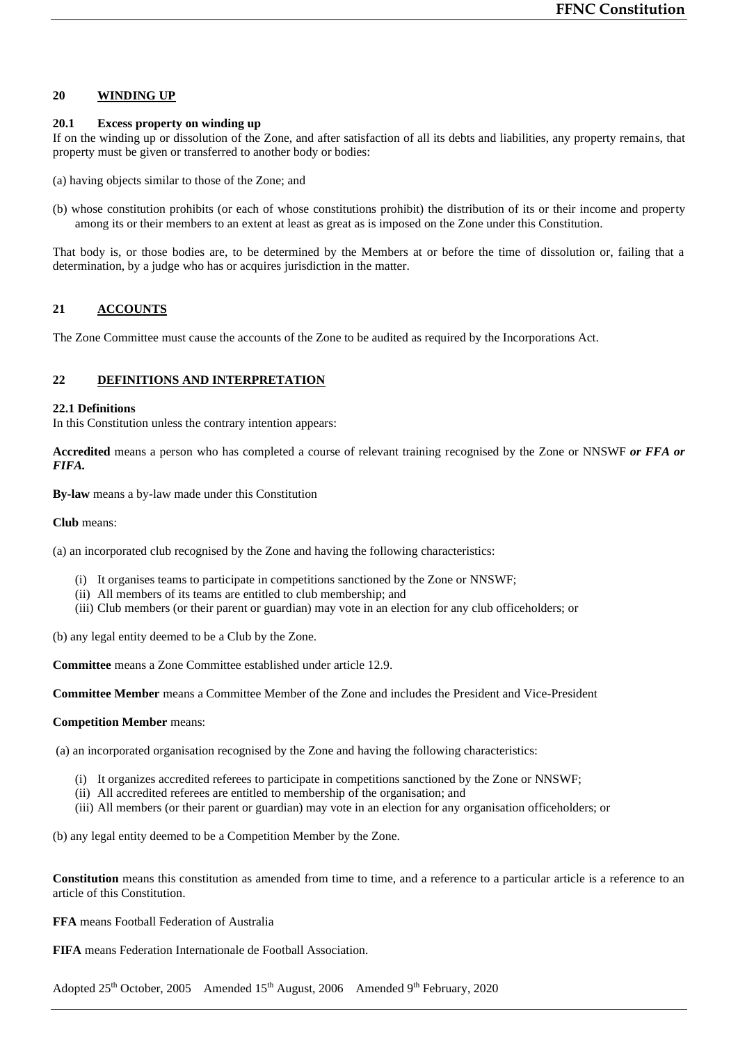## 20 WINDING UP

### 20.1 Excess property on winding up

If on the winding up or dissolution of the Zone, and after satisfaction of all its debts and liabilities, any property remains, that property must be given or transferred to another body or bodies:

(a) having objects similar to those of the Zone; and

(b) whose constitution prohibits (or each of whose constitutions prohibit) the distribution of its or their income and property among its or their members to an extent at least as great as is imposed on the Zone under this Constitution.

That body is, or those bodies are, to be determined by the Members at or before the time of dissolution or, failing that a determination, by a judge who has or acquires jurisdiction in the matter.

## 21 ACCOUNTS

The Zone Committee must cause the accounts of the Zone to be audited as required by the Incorporations Act.

## 22 DEFINITIONS AND INTERPRETATION

### 22.1 Definitions

In this Constitution unless the contrary intention appears:

**Accredited** means a person who has completed a course of relevant training recognised by the Zone or NNSWF ***or FFA or FIFA.***

**By-law** means a by-law made under this Constitution

**Club** means:

(a) an incorporated club recognised by the Zone and having the following characteristics:

- (i) It organises teams to participate in competitions sanctioned by the Zone or NNSWF;
- (ii) All members of its teams are entitled to club membership; and
- (iii) Club members (or their parent or guardian) may vote in an election for any club officeholders; or

(b) any legal entity deemed to be a Club by the Zone.

**Committee** means a Zone Committee established under article 12.9.

**Committee Member** means a Committee Member of the Zone and includes the President and Vice-President

**Competition Member** means:

(a) an incorporated organisation recognised by the Zone and having the following characteristics:

- (i) It organizes accredited referees to participate in competitions sanctioned by the Zone or NNSWF;
- (ii) All accredited referees are entitled to membership of the organisation; and
- (iii) All members (or their parent or guardian) may vote in an election for any organisation officeholders; or

(b) any legal entity deemed to be a Competition Member by the Zone.

**Constitution** means this constitution as amended from time to time, and a reference to a particular article is a reference to an article of this Constitution.

**FFA** means Football Federation of Australia

**FIFA** means Federation Internationale de Football Association.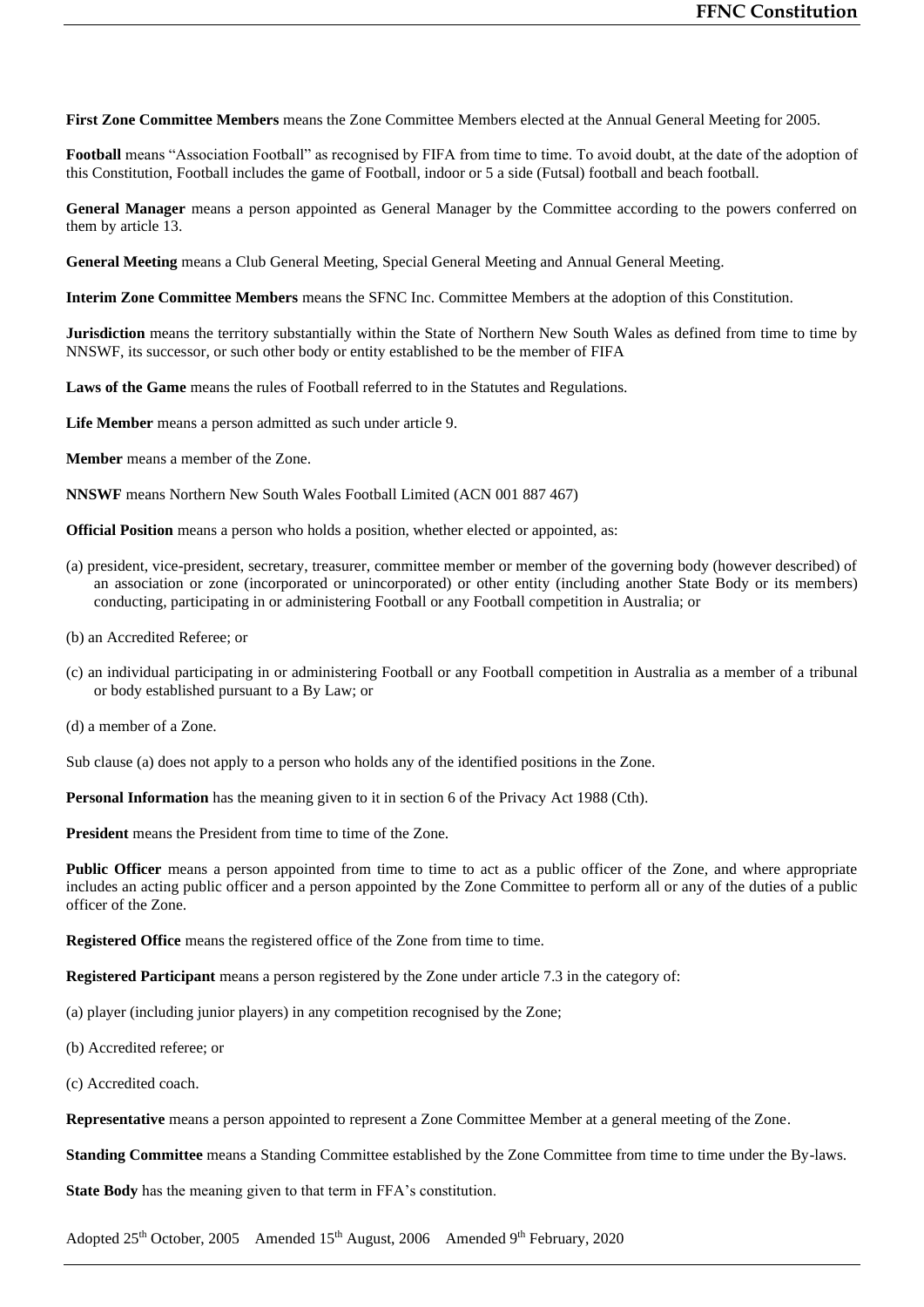**First Zone Committee Members** means the Zone Committee Members elected at the Annual General Meeting for 2005.

**Football** means "Association Football" as recognised by FIFA from time to time. To avoid doubt, at the date of the adoption of this Constitution, Football includes the game of Football, indoor or 5 a side (Futsal) football and beach football.

**General Manager** means a person appointed as General Manager by the Committee according to the powers conferred on them by article 13.

**General Meeting** means a Club General Meeting, Special General Meeting and Annual General Meeting.

**Interim Zone Committee Members** means the SFNC Inc. Committee Members at the adoption of this Constitution.

**Jurisdiction** means the territory substantially within the State of Northern New South Wales as defined from time to time by NNSWF, its successor, or such other body or entity established to be the member of FIFA

**Laws of the Game** means the rules of Football referred to in the Statutes and Regulations.

**Life Member** means a person admitted as such under article 9.

**Member** means a member of the Zone.

**NNSWF** means Northern New South Wales Football Limited (ACN 001 887 467)

**Official Position** means a person who holds a position, whether elected or appointed, as:

(a) president, vice-president, secretary, treasurer, committee member or member of the governing body (however described) of an association or zone (incorporated or unincorporated) or other entity (including another State Body or its members) conducting, participating in or administering Football or any Football competition in Australia; or

(b) an Accredited Referee; or

(c) an individual participating in or administering Football or any Football competition in Australia as a member of a tribunal or body established pursuant to a By Law; or

(d) a member of a Zone.

Sub clause (a) does not apply to a person who holds any of the identified positions in the Zone.

**Personal Information** has the meaning given to it in section 6 of the Privacy Act 1988 (Cth).

**President** means the President from time to time of the Zone.

**Public Officer** means a person appointed from time to time to act as a public officer of the Zone, and where appropriate includes an acting public officer and a person appointed by the Zone Committee to perform all or any of the duties of a public officer of the Zone.

**Registered Office** means the registered office of the Zone from time to time.

**Registered Participant** means a person registered by the Zone under article 7.3 in the category of:

(a) player (including junior players) in any competition recognised by the Zone;

(b) Accredited referee; or

(c) Accredited coach.

**Representative** means a person appointed to represent a Zone Committee Member at a general meeting of the Zone.

**Standing Committee** means a Standing Committee established by the Zone Committee from time to time under the By-laws.

**State Body** has the meaning given to that term in FFA's constitution.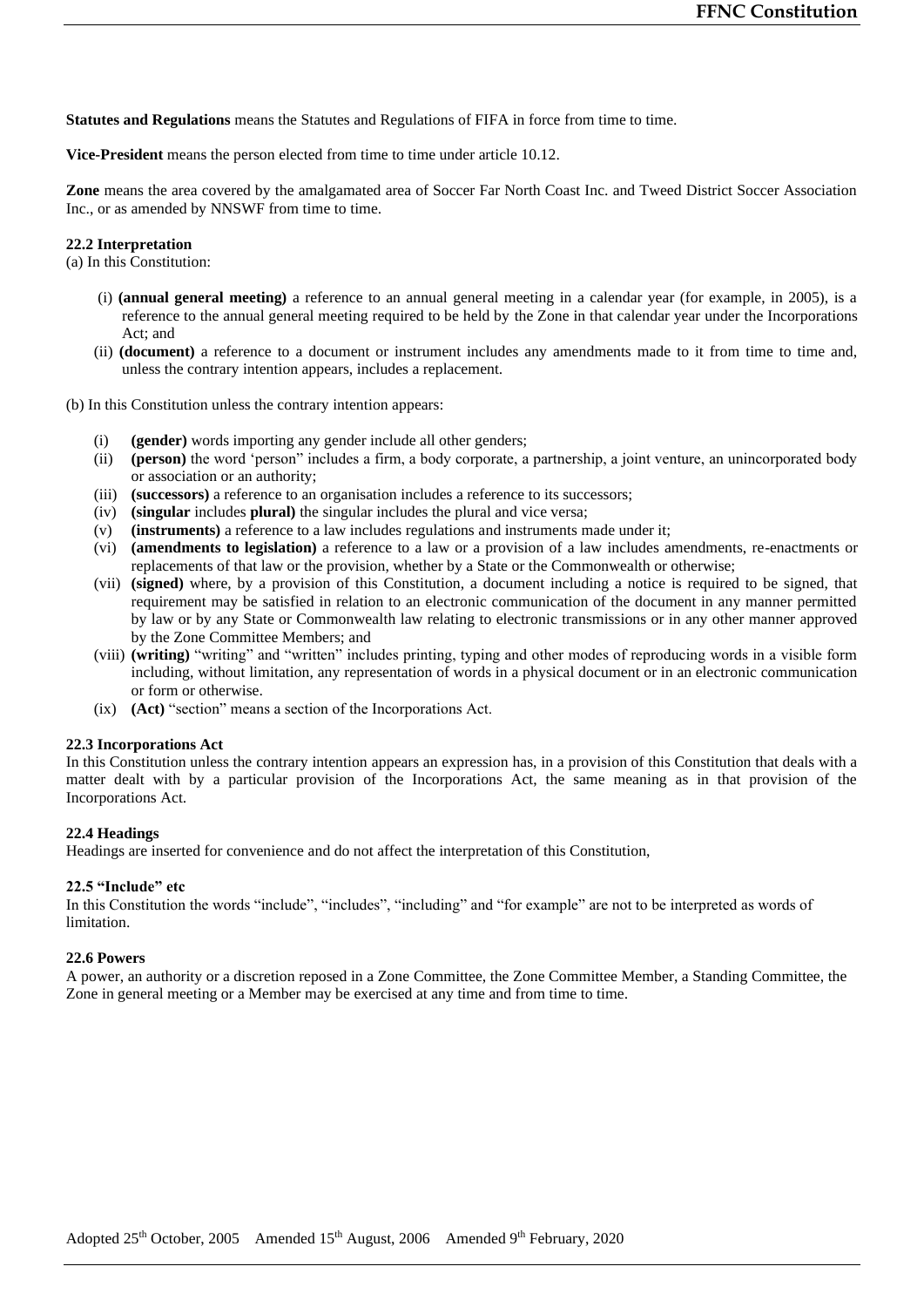**Statutes and Regulations** means the Statutes and Regulations of FIFA in force from time to time.

**Vice-President** means the person elected from time to time under article 10.12.

**Zone** means the area covered by the amalgamated area of Soccer Far North Coast Inc. and Tweed District Soccer Association Inc., or as amended by NNSWF from time to time.

**22.2 Interpretation**

(a) In this Constitution:

- (i) **(annual general meeting)** a reference to an annual general meeting in a calendar year (for example, in 2005), is a reference to the annual general meeting required to be held by the Zone in that calendar year under the Incorporations Act; and
- (ii) **(document)** a reference to a document or instrument includes any amendments made to it from time to time and, unless the contrary intention appears, includes a replacement.

(b) In this Constitution unless the contrary intention appears:

- (i) **(gender)** words importing any gender include all other genders;
- (ii) **(person)** the word 'person" includes a firm, a body corporate, a partnership, a joint venture, an unincorporated body or association or an authority;
- (iii) **(successors)** a reference to an organisation includes a reference to its successors;
- (iv) **(singular** includes **plural)** the singular includes the plural and vice versa;
- (v) **(instruments)** a reference to a law includes regulations and instruments made under it;
- (vi) **(amendments to legislation)** a reference to a law or a provision of a law includes amendments, re-enactments or replacements of that law or the provision, whether by a State or the Commonwealth or otherwise;
- (vii) **(signed)** where, by a provision of this Constitution, a document including a notice is required to be signed, that requirement may be satisfied in relation to an electronic communication of the document in any manner permitted by law or by any State or Commonwealth law relating to electronic transmissions or in any other manner approved by the Zone Committee Members; and
- (viii) **(writing)** "writing" and "written" includes printing, typing and other modes of reproducing words in a visible form including, without limitation, any representation of words in a physical document or in an electronic communication or form or otherwise.
- (ix) **(Act)** "section" means a section of the Incorporations Act.

**22.3 Incorporations Act**

In this Constitution unless the contrary intention appears an expression has, in a provision of this Constitution that deals with a matter dealt with by a particular provision of the Incorporations Act, the same meaning as in that provision of the Incorporations Act.

**22.4 Headings**

Headings are inserted for convenience and do not affect the interpretation of this Constitution,

**22.5 "Include" etc**

In this Constitution the words "include", "includes", "including" and "for example" are not to be interpreted as words of limitation.

**22.6 Powers**

A power, an authority or a discretion reposed in a Zone Committee, the Zone Committee Member, a Standing Committee, the Zone in general meeting or a Member may be exercised at any time and from time to time.